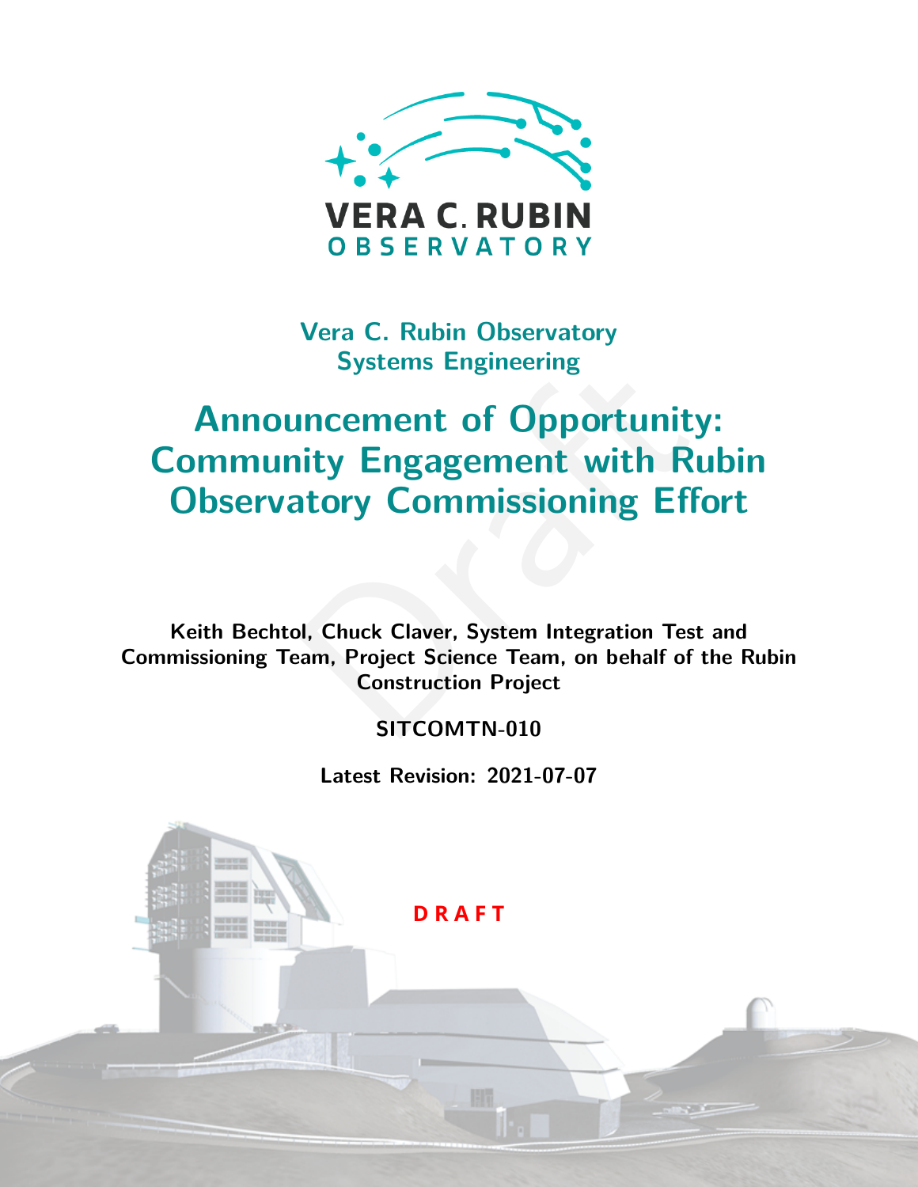Vera C. Rubin Observatory
Systems Engineering

# Announcement of Opportunity: Community Engagement with Rubin Observatory Commissioning Effort

**Keith Bechtol, Chuck Claver, System Integration Test and Commissioning Team, Project Science Team, on behalf of the Rubin Construction Project**

**SITCOMTN-010**

**Latest Revision: 2021-07-07**

**DRAFT**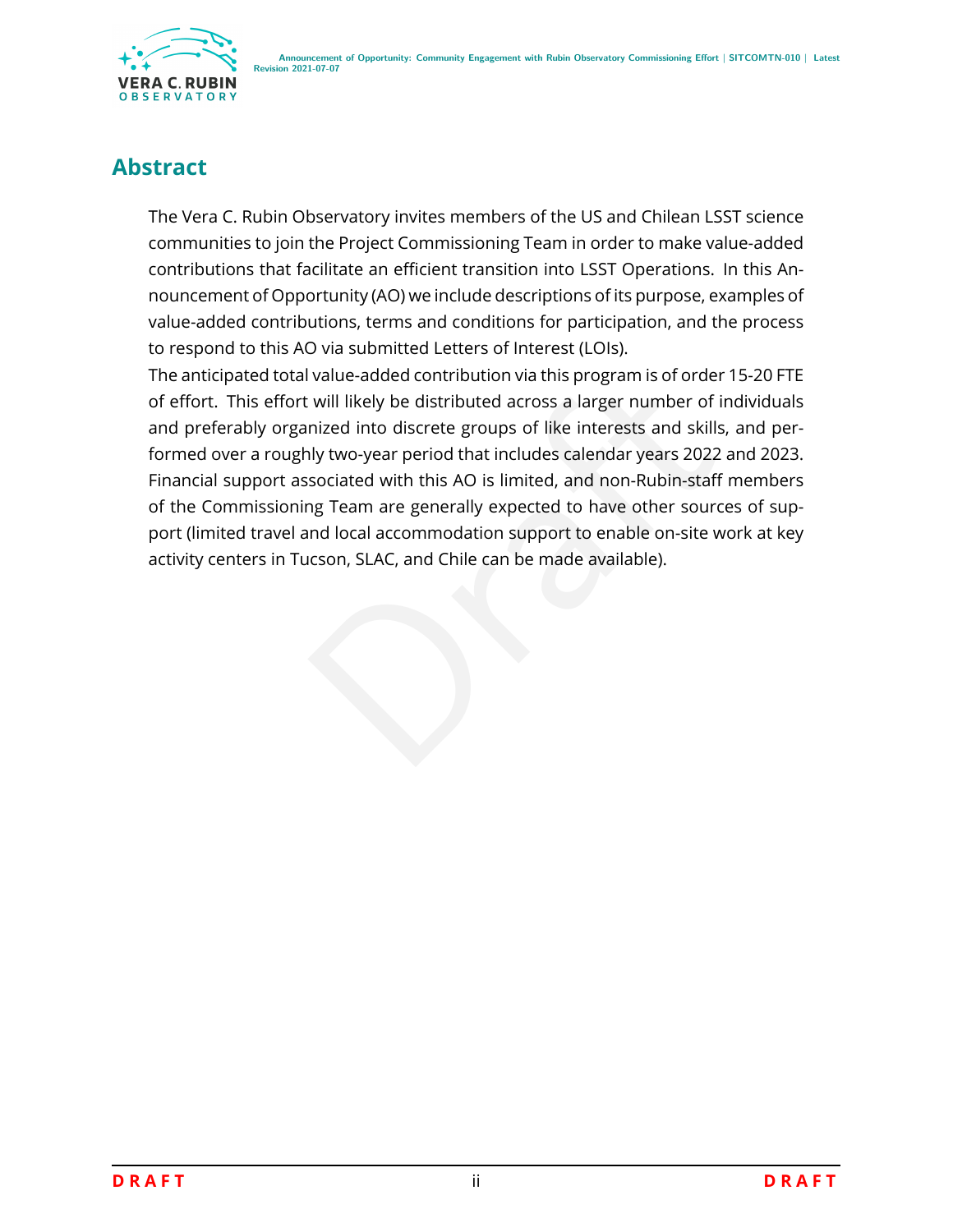## Abstract

The Vera C. Rubin Observatory invites members of the US and Chilean LSST science communities to join the Project Commissioning Team in order to make value-added contributions that facilitate an efficient transition into LSST Operations. In this Announcement of Opportunity (AO) we include descriptions of its purpose, examples of value-added contributions, terms and conditions for participation, and the process to respond to this AO via submitted Letters of Interest (LOIs).

The anticipated total value-added contribution via this program is of order 15-20 FTE of effort. This effort will likely be distributed across a larger number of individuals and preferably organized into discrete groups of like interests and skills, and performed over a roughly two-year period that includes calendar years 2022 and 2023. Financial support associated with this AO is limited, and non-Rubin-staff members of the Commissioning Team are generally expected to have other sources of support (limited travel and local accommodation support to enable on-site work at key activity centers in Tucson, SLAC, and Chile can be made available).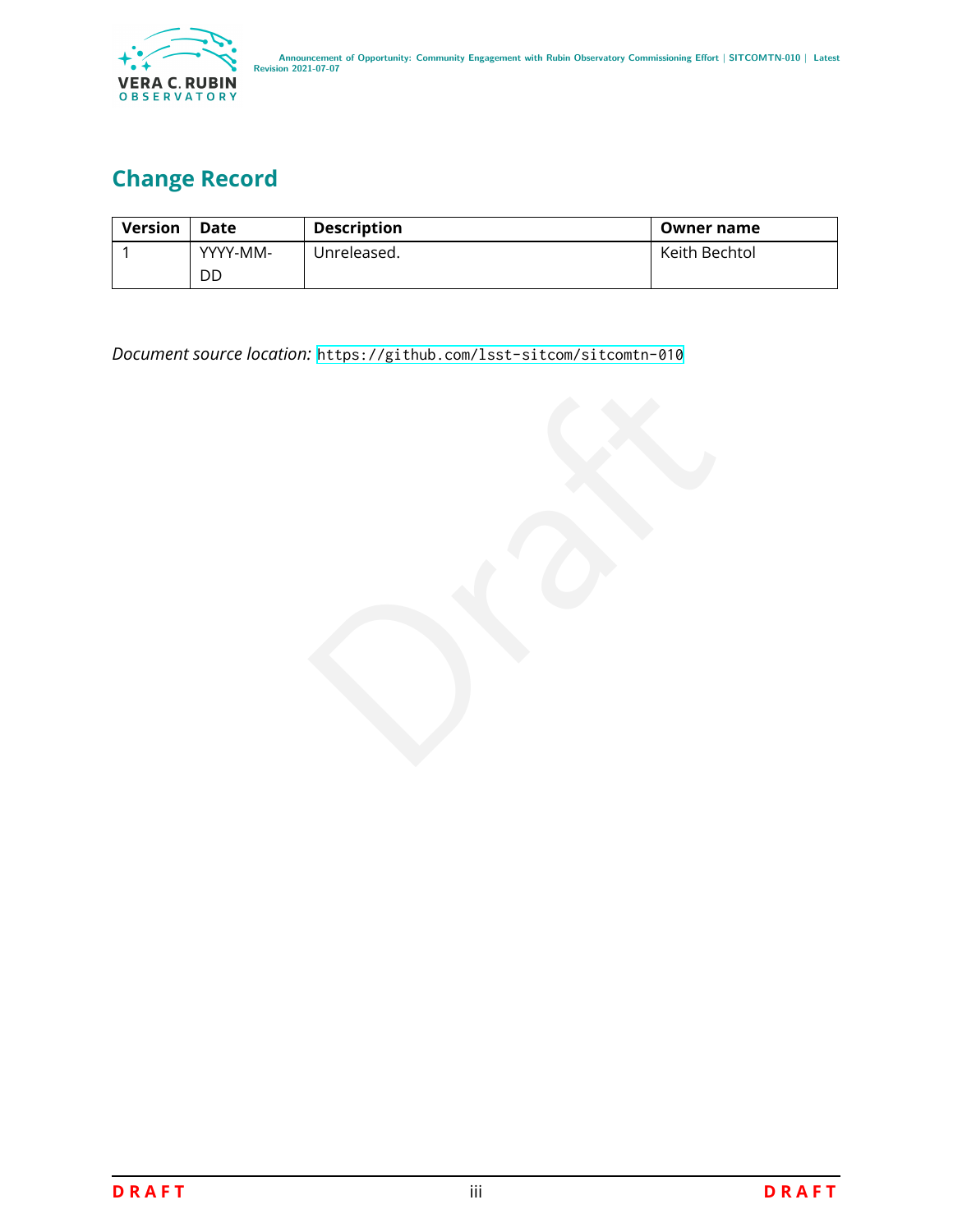## Change Record

| Version | Date | Description | Owner name |
|---|---|---|---|
| 1 | YYYY-MM-DD | Unreleased. | Keith Bechtol |

*Document source location:* https://github.com/lsst-sitcom/sitcomtn-010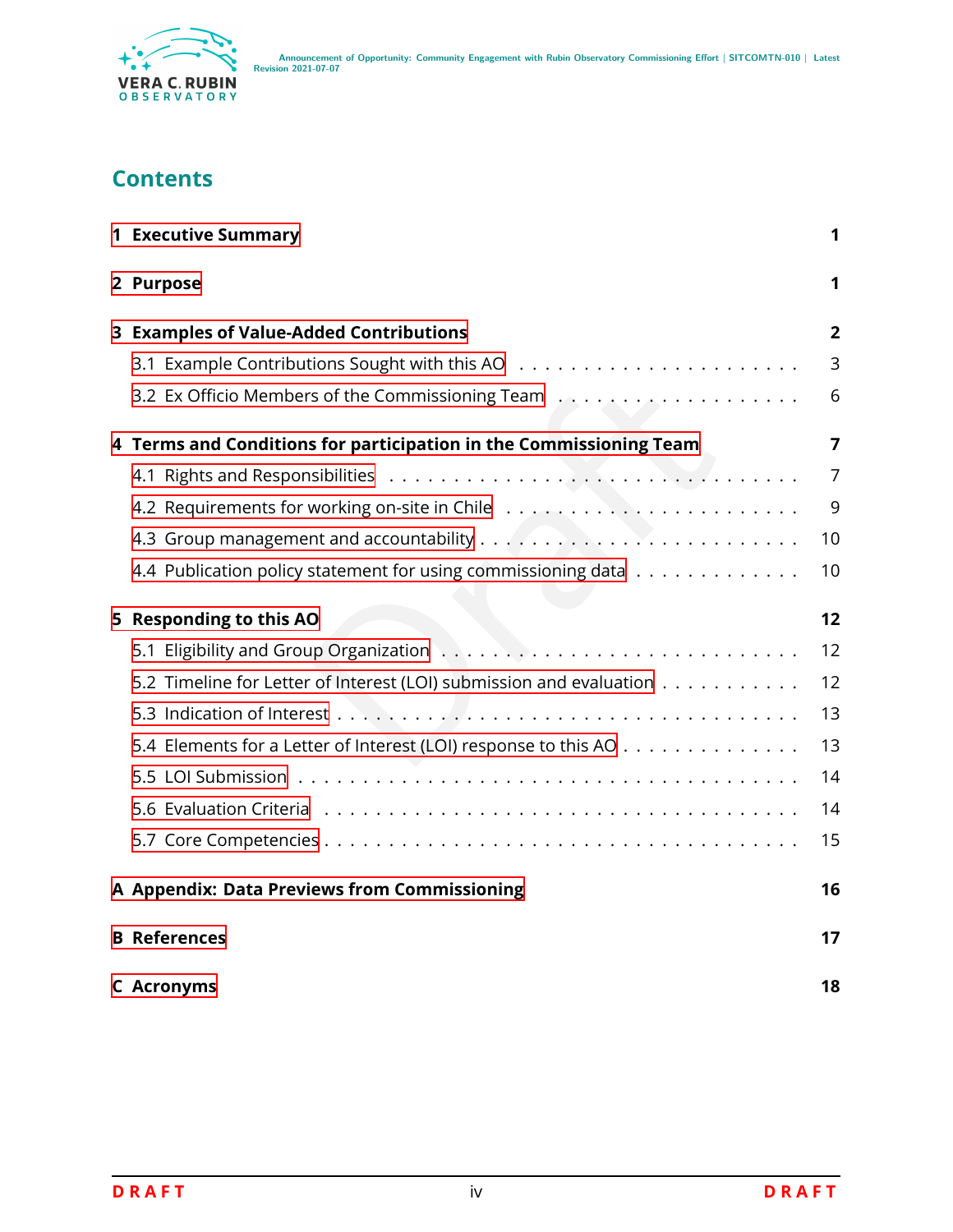# Contents

**1 Executive Summary** **1**

**2 Purpose** **1**

**3 Examples of Value-Added Contributions** **2**

3.1 Example Contributions Sought with this AO . . . . . . . . . . . . . . . . . . . . . 3

3.2 Ex Officio Members of the Commissioning Team . . . . . . . . . . . . . . . . . . 6

**4 Terms and Conditions for participation in the Commissioning Team** **7**

4.1 Rights and Responsibilities . . . . . . . . . . . . . . . . . . . . . . . . . . . . . 7

4.2 Requirements for working on-site in Chile . . . . . . . . . . . . . . . . . . . . . . 9

4.3 Group management and accountability . . . . . . . . . . . . . . . . . . . . . . . 10

4.4 Publication policy statement for using commissioning data . . . . . . . . . . . . 10

**5 Responding to this AO** **12**

5.1 Eligibility and Group Organization . . . . . . . . . . . . . . . . . . . . . . . . . . 12

5.2 Timeline for Letter of Interest (LOI) submission and evaluation . . . . . . . . . . . 12

5.3 Indication of Interest . . . . . . . . . . . . . . . . . . . . . . . . . . . . . . . . . 13

5.4 Elements for a Letter of Interest (LOI) response to this AO . . . . . . . . . . . . . 13

5.5 LOI Submission . . . . . . . . . . . . . . . . . . . . . . . . . . . . . . . . . . . . 14

5.6 Evaluation Criteria . . . . . . . . . . . . . . . . . . . . . . . . . . . . . . . . . . 14

5.7 Core Competencies . . . . . . . . . . . . . . . . . . . . . . . . . . . . . . . . . 15

**A Appendix: Data Previews from Commissioning** **16**

**B References** **17**

**C Acronyms** **18**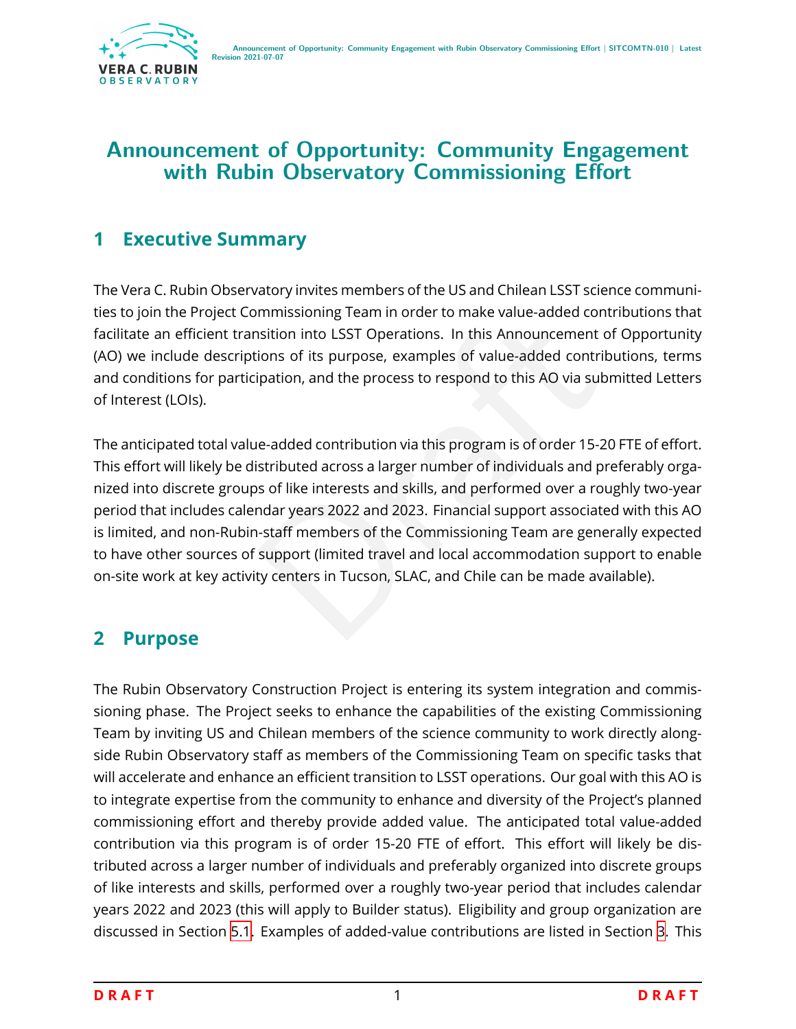# Announcement of Opportunity: Community Engagement with Rubin Observatory Commissioning Effort

## 1 Executive Summary

The Vera C. Rubin Observatory invites members of the US and Chilean LSST science communities to join the Project Commissioning Team in order to make value-added contributions that facilitate an efficient transition into LSST Operations. In this Announcement of Opportunity (AO) we include descriptions of its purpose, examples of value-added contributions, terms and conditions for participation, and the process to respond to this AO via submitted Letters of Interest (LOIs).

The anticipated total value-added contribution via this program is of order 15-20 FTE of effort. This effort will likely be distributed across a larger number of individuals and preferably organized into discrete groups of like interests and skills, and performed over a roughly two-year period that includes calendar years 2022 and 2023. Financial support associated with this AO is limited, and non-Rubin-staff members of the Commissioning Team are generally expected to have other sources of support (limited travel and local accommodation support to enable on-site work at key activity centers in Tucson, SLAC, and Chile can be made available).

## 2 Purpose

The Rubin Observatory Construction Project is entering its system integration and commissioning phase. The Project seeks to enhance the capabilities of the existing Commissioning Team by inviting US and Chilean members of the science community to work directly alongside Rubin Observatory staff as members of the Commissioning Team on specific tasks that will accelerate and enhance an efficient transition to LSST operations. Our goal with this AO is to integrate expertise from the community to enhance and diversity of the Project's planned commissioning effort and thereby provide added value. The anticipated total value-added contribution via this program is of order 15-20 FTE of effort. This effort will likely be distributed across a larger number of individuals and preferably organized into discrete groups of like interests and skills, performed over a roughly two-year period that includes calendar years 2022 and 2023 (this will apply to Builder status). Eligibility and group organization are discussed in Section 5.1. Examples of added-value contributions are listed in Section 3. This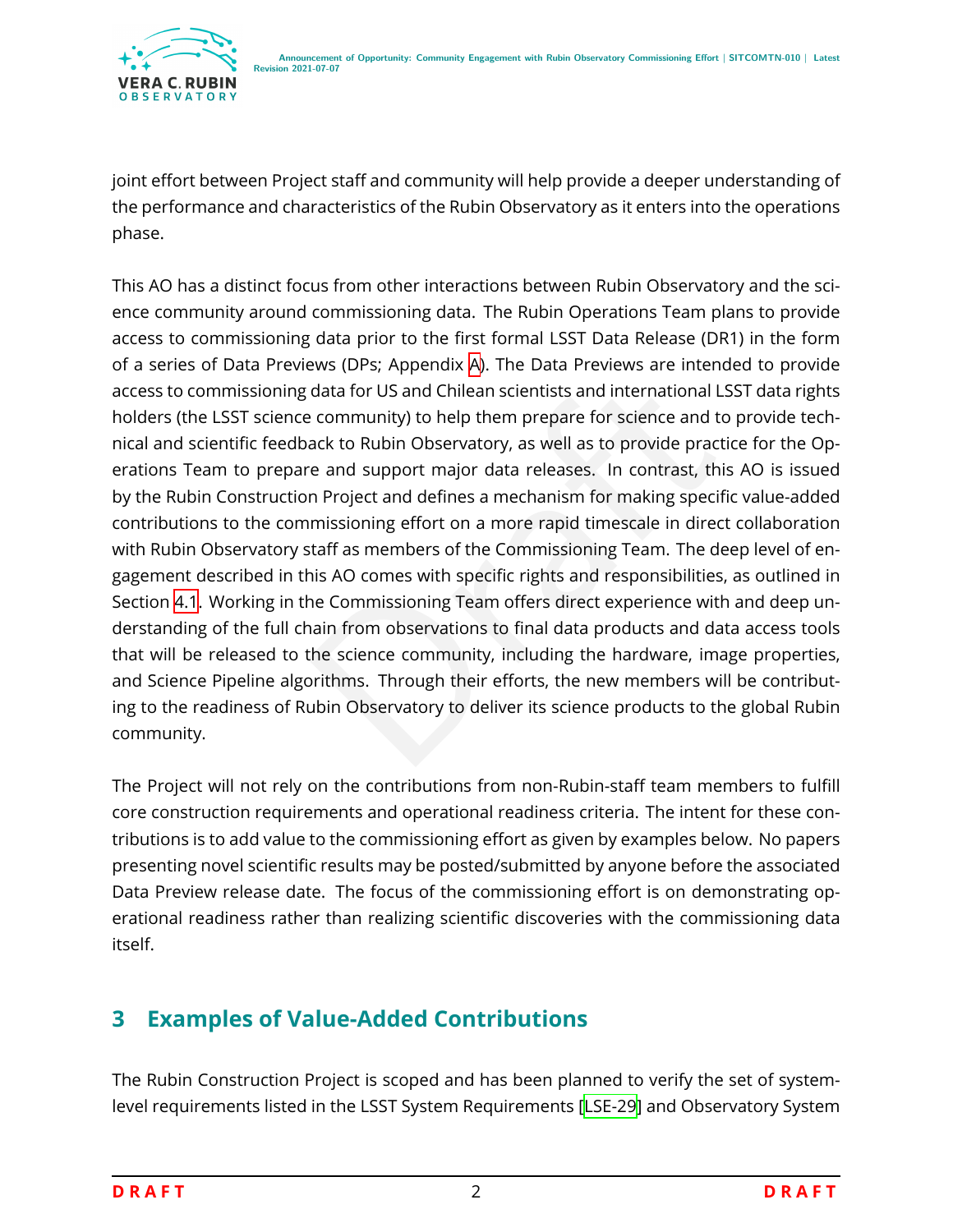joint effort between Project staff and community will help provide a deeper understanding of the performance and characteristics of the Rubin Observatory as it enters into the operations phase.

This AO has a distinct focus from other interactions between Rubin Observatory and the science community around commissioning data. The Rubin Operations Team plans to provide access to commissioning data prior to the first formal LSST Data Release (DR1) in the form of a series of Data Previews (DPs; Appendix A). The Data Previews are intended to provide access to commissioning data for US and Chilean scientists and international LSST data rights holders (the LSST science community) to help them prepare for science and to provide technical and scientific feedback to Rubin Observatory, as well as to provide practice for the Operations Team to prepare and support major data releases. In contrast, this AO is issued by the Rubin Construction Project and defines a mechanism for making specific value-added contributions to the commissioning effort on a more rapid timescale in direct collaboration with Rubin Observatory staff as members of the Commissioning Team. The deep level of engagement described in this AO comes with specific rights and responsibilities, as outlined in Section 4.1. Working in the Commissioning Team offers direct experience with and deep understanding of the full chain from observations to final data products and data access tools that will be released to the science community, including the hardware, image properties, and Science Pipeline algorithms. Through their efforts, the new members will be contributing to the readiness of Rubin Observatory to deliver its science products to the global Rubin community.

The Project will not rely on the contributions from non-Rubin-staff team members to fulfill core construction requirements and operational readiness criteria. The intent for these contributions is to add value to the commissioning effort as given by examples below. No papers presenting novel scientific results may be posted/submitted by anyone before the associated Data Preview release date. The focus of the commissioning effort is on demonstrating operational readiness rather than realizing scientific discoveries with the commissioning data itself.

## 3 Examples of Value-Added Contributions

The Rubin Construction Project is scoped and has been planned to verify the set of system-level requirements listed in the LSST System Requirements [LSE-29] and Observatory System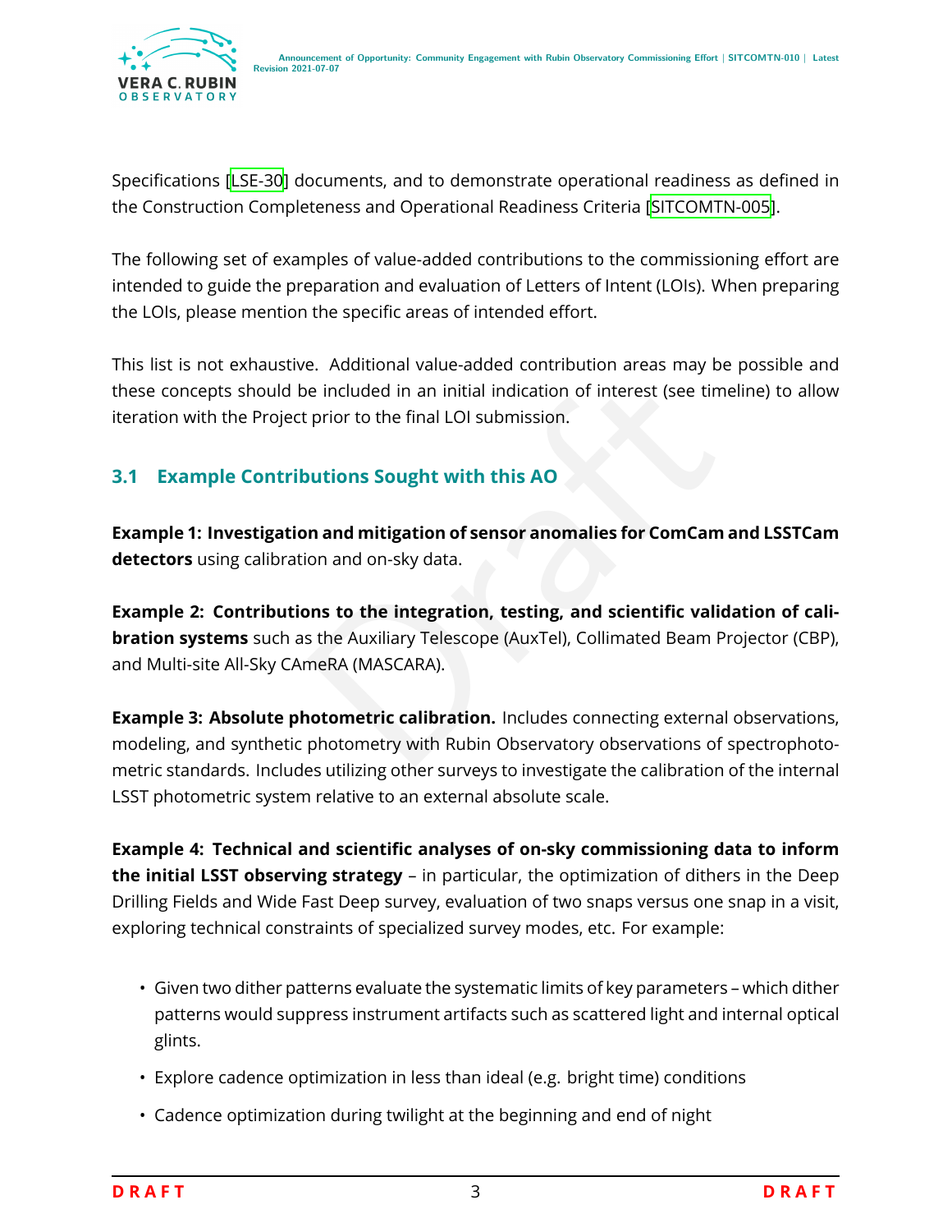Specifications [LSE-30] documents, and to demonstrate operational readiness as defined in the Construction Completeness and Operational Readiness Criteria [SITCOMTN-005].

The following set of examples of value-added contributions to the commissioning effort are intended to guide the preparation and evaluation of Letters of Intent (LOIs). When preparing the LOIs, please mention the specific areas of intended effort.

This list is not exhaustive. Additional value-added contribution areas may be possible and these concepts should be included in an initial indication of interest (see timeline) to allow iteration with the Project prior to the final LOI submission.

### 3.1 Example Contributions Sought with this AO

**Example 1: Investigation and mitigation of sensor anomalies for ComCam and LSSTCam detectors** using calibration and on-sky data.

**Example 2: Contributions to the integration, testing, and scientific validation of calibration systems** such as the Auxiliary Telescope (AuxTel), Collimated Beam Projector (CBP), and Multi-site All-Sky CAmeRA (MASCARA).

**Example 3: Absolute photometric calibration.** Includes connecting external observations, modeling, and synthetic photometry with Rubin Observatory observations of spectrophotometric standards. Includes utilizing other surveys to investigate the calibration of the internal LSST photometric system relative to an external absolute scale.

**Example 4: Technical and scientific analyses of on-sky commissioning data to inform the initial LSST observing strategy** – in particular, the optimization of dithers in the Deep Drilling Fields and Wide Fast Deep survey, evaluation of two snaps versus one snap in a visit, exploring technical constraints of specialized survey modes, etc. For example:

- Given two dither patterns evaluate the systematic limits of key parameters – which dither patterns would suppress instrument artifacts such as scattered light and internal optical glints.
- Explore cadence optimization in less than ideal (e.g. bright time) conditions
- Cadence optimization during twilight at the beginning and end of night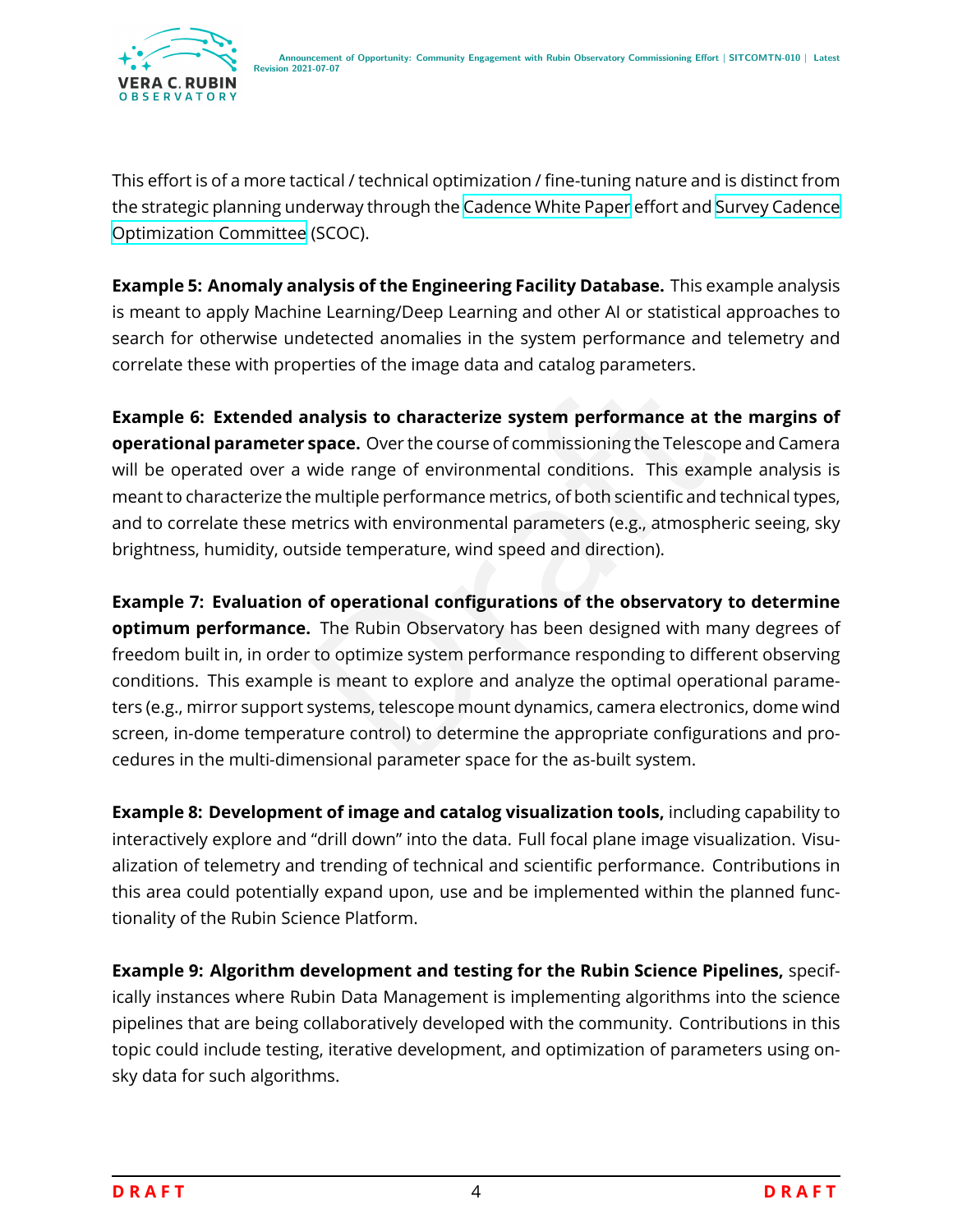This effort is of a more tactical / technical optimization / fine-tuning nature and is distinct from the strategic planning underway through the Cadence White Paper effort and Survey Cadence Optimization Committee (SCOC).

**Example 5: Anomaly analysis of the Engineering Facility Database.** This example analysis is meant to apply Machine Learning/Deep Learning and other AI or statistical approaches to search for otherwise undetected anomalies in the system performance and telemetry and correlate these with properties of the image data and catalog parameters.

**Example 6: Extended analysis to characterize system performance at the margins of operational parameter space.** Over the course of commissioning the Telescope and Camera will be operated over a wide range of environmental conditions. This example analysis is meant to characterize the multiple performance metrics, of both scientific and technical types, and to correlate these metrics with environmental parameters (e.g., atmospheric seeing, sky brightness, humidity, outside temperature, wind speed and direction).

**Example 7: Evaluation of operational configurations of the observatory to determine optimum performance.** The Rubin Observatory has been designed with many degrees of freedom built in, in order to optimize system performance responding to different observing conditions. This example is meant to explore and analyze the optimal operational parameters (e.g., mirror support systems, telescope mount dynamics, camera electronics, dome wind screen, in-dome temperature control) to determine the appropriate configurations and procedures in the multi-dimensional parameter space for the as-built system.

**Example 8: Development of image and catalog visualization tools,** including capability to interactively explore and "drill down" into the data. Full focal plane image visualization. Visualization of telemetry and trending of technical and scientific performance. Contributions in this area could potentially expand upon, use and be implemented within the planned functionality of the Rubin Science Platform.

**Example 9: Algorithm development and testing for the Rubin Science Pipelines,** specifically instances where Rubin Data Management is implementing algorithms into the science pipelines that are being collaboratively developed with the community. Contributions in this topic could include testing, iterative development, and optimization of parameters using on-sky data for such algorithms.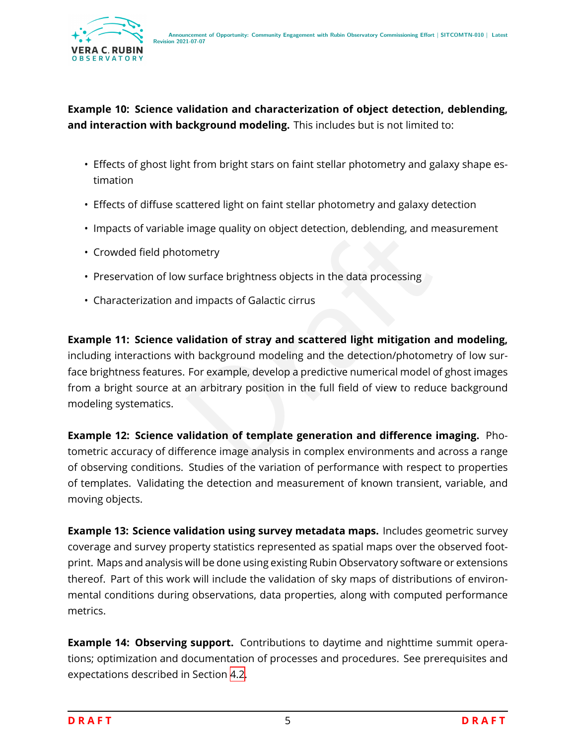**Example 10: Science validation and characterization of object detection, deblending, and interaction with background modeling.** This includes but is not limited to:

- Effects of ghost light from bright stars on faint stellar photometry and galaxy shape estimation
- Effects of diffuse scattered light on faint stellar photometry and galaxy detection
- Impacts of variable image quality on object detection, deblending, and measurement
- Crowded field photometry
- Preservation of low surface brightness objects in the data processing
- Characterization and impacts of Galactic cirrus

**Example 11: Science validation of stray and scattered light mitigation and modeling,** including interactions with background modeling and the detection/photometry of low surface brightness features. For example, develop a predictive numerical model of ghost images from a bright source at an arbitrary position in the full field of view to reduce background modeling systematics.

**Example 12: Science validation of template generation and difference imaging.** Photometric accuracy of difference image analysis in complex environments and across a range of observing conditions. Studies of the variation of performance with respect to properties of templates. Validating the detection and measurement of known transient, variable, and moving objects.

**Example 13: Science validation using survey metadata maps.** Includes geometric survey coverage and survey property statistics represented as spatial maps over the observed footprint. Maps and analysis will be done using existing Rubin Observatory software or extensions thereof. Part of this work will include the validation of sky maps of distributions of environmental conditions during observations, data properties, along with computed performance metrics.

**Example 14: Observing support.** Contributions to daytime and nighttime summit operations; optimization and documentation of processes and procedures. See prerequisites and expectations described in Section 4.2.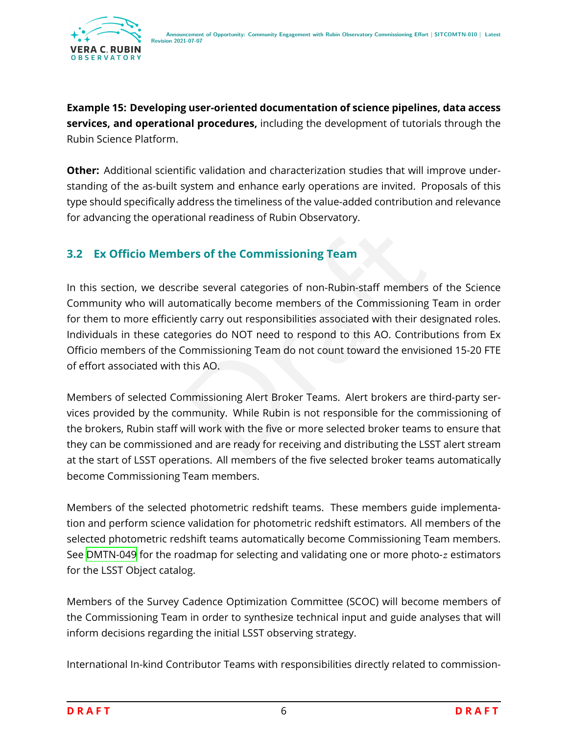**Example 15: Developing user-oriented documentation of science pipelines, data access services, and operational procedures,** including the development of tutorials through the Rubin Science Platform.

**Other:** Additional scientific validation and characterization studies that will improve understanding of the as-built system and enhance early operations are invited. Proposals of this type should specifically address the timeliness of the value-added contribution and relevance for advancing the operational readiness of Rubin Observatory.

## 3.2 Ex Officio Members of the Commissioning Team

In this section, we describe several categories of non-Rubin-staff members of the Science Community who will automatically become members of the Commissioning Team in order for them to more efficiently carry out responsibilities associated with their designated roles. Individuals in these categories do NOT need to respond to this AO. Contributions from Ex Officio members of the Commissioning Team do not count toward the envisioned 15-20 FTE of effort associated with this AO.

Members of selected Commissioning Alert Broker Teams. Alert brokers are third-party services provided by the community. While Rubin is not responsible for the commissioning of the brokers, Rubin staff will work with the five or more selected broker teams to ensure that they can be commissioned and are ready for receiving and distributing the LSST alert stream at the start of LSST operations. All members of the five selected broker teams automatically become Commissioning Team members.

Members of the selected photometric redshift teams. These members guide implementation and perform science validation for photometric redshift estimators. All members of the selected photometric redshift teams automatically become Commissioning Team members. See DMTN-049 for the roadmap for selecting and validating one or more photo-$z$ estimators for the LSST Object catalog.

Members of the Survey Cadence Optimization Committee (SCOC) will become members of the Commissioning Team in order to synthesize technical input and guide analyses that will inform decisions regarding the initial LSST observing strategy.

International In-kind Contributor Teams with responsibilities directly related to commission-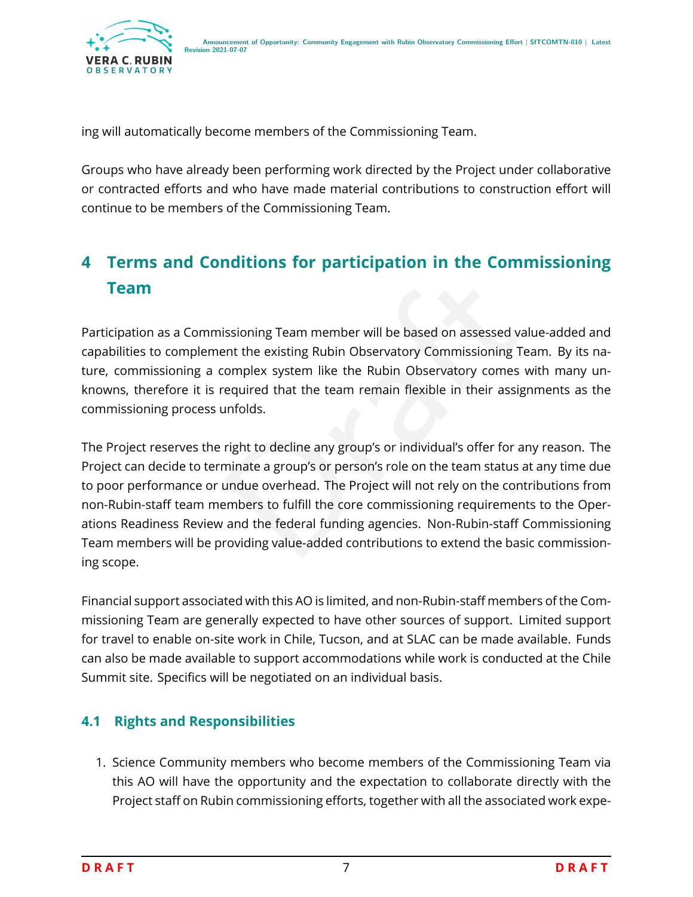ing will automatically become members of the Commissioning Team.

Groups who have already been performing work directed by the Project under collaborative or contracted efforts and who have made material contributions to construction effort will continue to be members of the Commissioning Team.

# 4 Terms and Conditions for participation in the Commissioning Team

Participation as a Commissioning Team member will be based on assessed value-added and capabilities to complement the existing Rubin Observatory Commissioning Team. By its nature, commissioning a complex system like the Rubin Observatory comes with many unknowns, therefore it is required that the team remain flexible in their assignments as the commissioning process unfolds.

The Project reserves the right to decline any group's or individual's offer for any reason. The Project can decide to terminate a group's or person's role on the team status at any time due to poor performance or undue overhead. The Project will not rely on the contributions from non-Rubin-staff team members to fulfill the core commissioning requirements to the Operations Readiness Review and the federal funding agencies. Non-Rubin-staff Commissioning Team members will be providing value-added contributions to extend the basic commissioning scope.

Financial support associated with this AO is limited, and non-Rubin-staff members of the Commissioning Team are generally expected to have other sources of support. Limited support for travel to enable on-site work in Chile, Tucson, and at SLAC can be made available. Funds can also be made available to support accommodations while work is conducted at the Chile Summit site. Specifics will be negotiated on an individual basis.

## 4.1 Rights and Responsibilities

1. Science Community members who become members of the Commissioning Team via this AO will have the opportunity and the expectation to collaborate directly with the Project staff on Rubin commissioning efforts, together with all the associated work expe-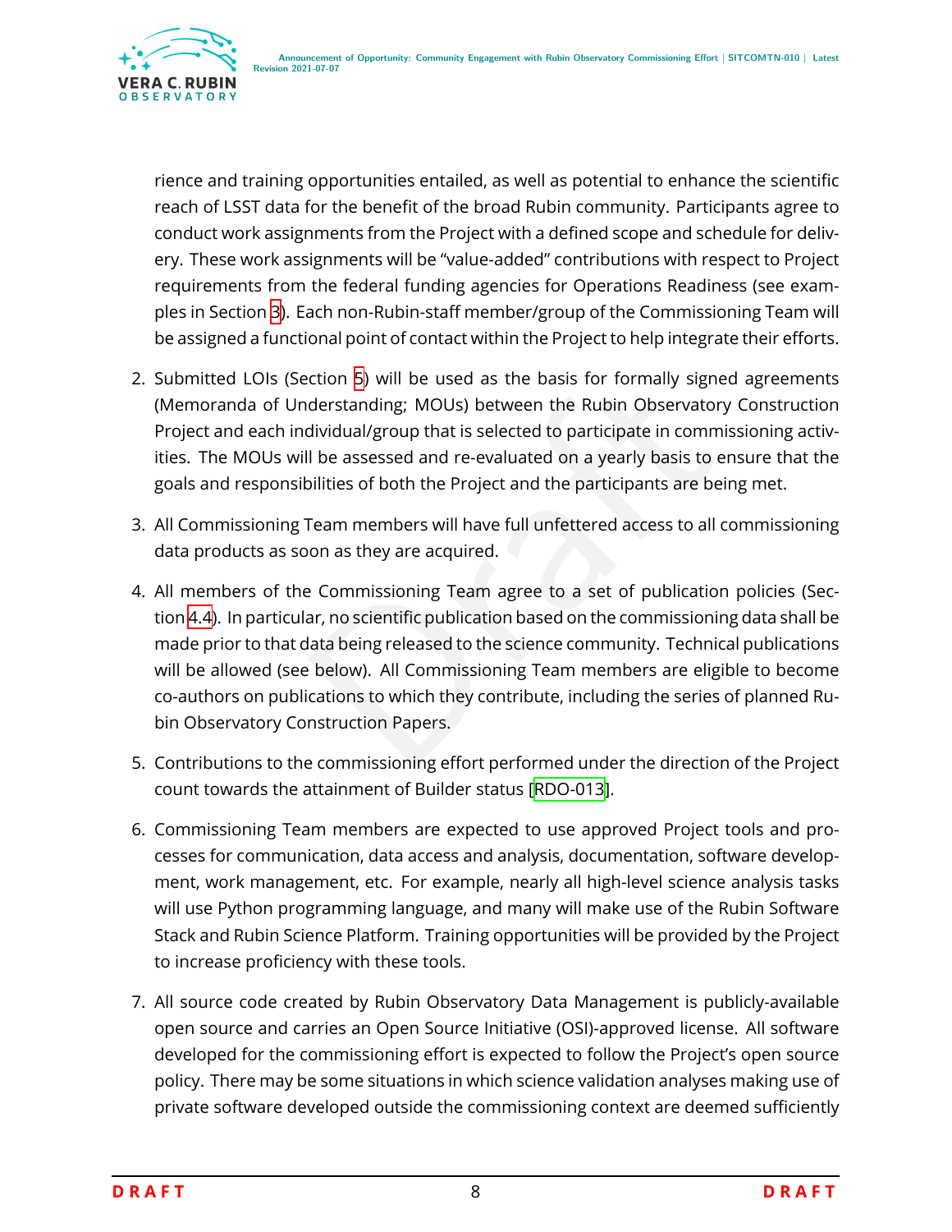rience and training opportunities entailed, as well as potential to enhance the scientific reach of LSST data for the benefit of the broad Rubin community. Participants agree to conduct work assignments from the Project with a defined scope and schedule for delivery. These work assignments will be “value-added” contributions with respect to Project requirements from the federal funding agencies for Operations Readiness (see examples in Section 3). Each non-Rubin-staff member/group of the Commissioning Team will be assigned a functional point of contact within the Project to help integrate their efforts.

2. Submitted LOIs (Section 5) will be used as the basis for formally signed agreements (Memoranda of Understanding; MOUs) between the Rubin Observatory Construction Project and each individual/group that is selected to participate in commissioning activities. The MOUs will be assessed and re-evaluated on a yearly basis to ensure that the goals and responsibilities of both the Project and the participants are being met.

3. All Commissioning Team members will have full unfettered access to all commissioning data products as soon as they are acquired.

4. All members of the Commissioning Team agree to a set of publication policies (Section 4.4). In particular, no scientific publication based on the commissioning data shall be made prior to that data being released to the science community. Technical publications will be allowed (see below). All Commissioning Team members are eligible to become co-authors on publications to which they contribute, including the series of planned Rubin Observatory Construction Papers.

5. Contributions to the commissioning effort performed under the direction of the Project count towards the attainment of Builder status [RDO-013].

6. Commissioning Team members are expected to use approved Project tools and processes for communication, data access and analysis, documentation, software development, work management, etc. For example, nearly all high-level science analysis tasks will use Python programming language, and many will make use of the Rubin Software Stack and Rubin Science Platform. Training opportunities will be provided by the Project to increase proficiency with these tools.

7. All source code created by Rubin Observatory Data Management is publicly-available open source and carries an Open Source Initiative (OSI)-approved license. All software developed for the commissioning effort is expected to follow the Project’s open source policy. There may be some situations in which science validation analyses making use of private software developed outside the commissioning context are deemed sufficiently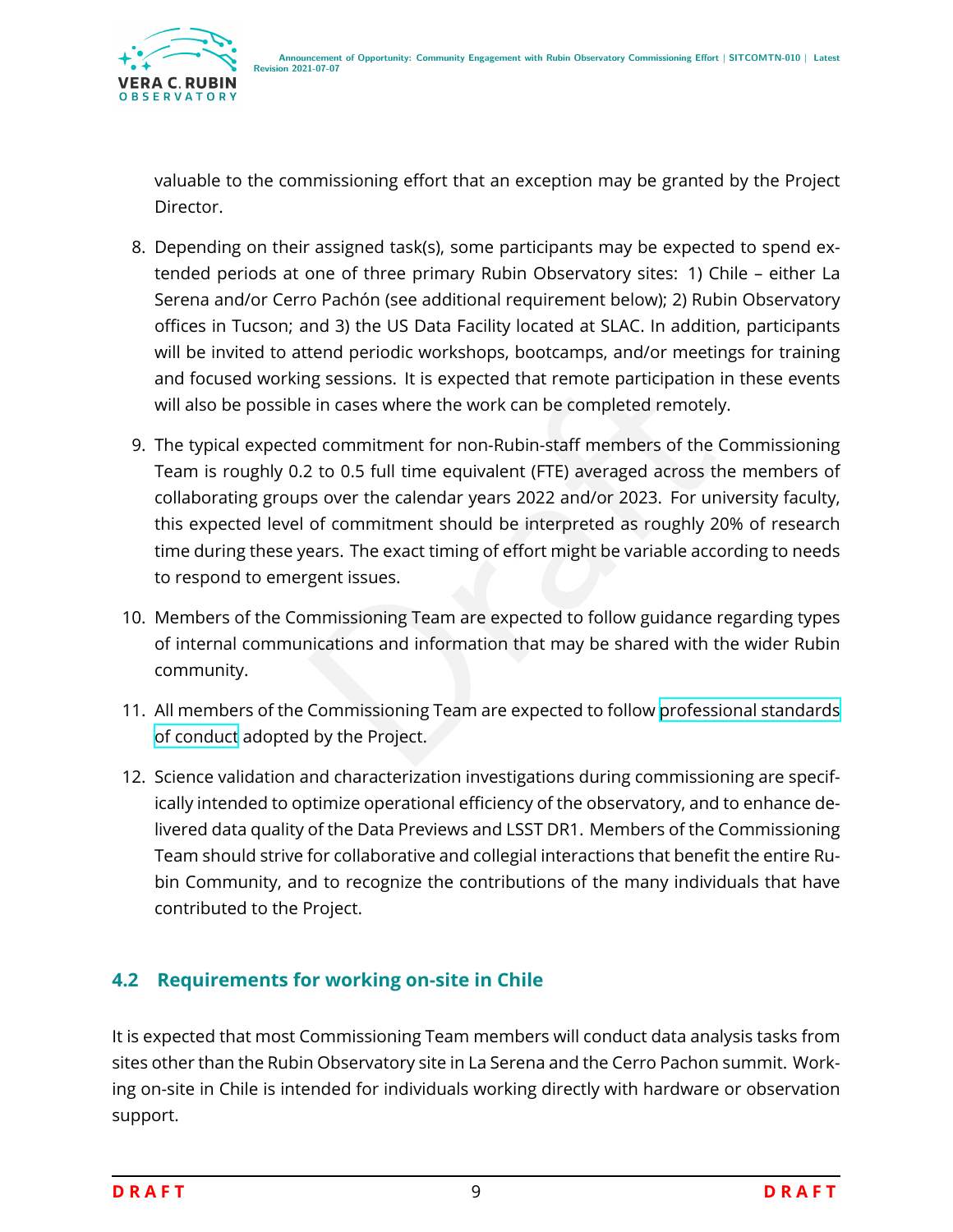valuable to the commissioning effort that an exception may be granted by the Project Director.

8. Depending on their assigned task(s), some participants may be expected to spend extended periods at one of three primary Rubin Observatory sites: 1) Chile – either La Serena and/or Cerro Pachón (see additional requirement below); 2) Rubin Observatory offices in Tucson; and 3) the US Data Facility located at SLAC. In addition, participants will be invited to attend periodic workshops, bootcamps, and/or meetings for training and focused working sessions. It is expected that remote participation in these events will also be possible in cases where the work can be completed remotely.

9. The typical expected commitment for non-Rubin-staff members of the Commissioning Team is roughly 0.2 to 0.5 full time equivalent (FTE) averaged across the members of collaborating groups over the calendar years 2022 and/or 2023. For university faculty, this expected level of commitment should be interpreted as roughly 20% of research time during these years. The exact timing of effort might be variable according to needs to respond to emergent issues.

10. Members of the Commissioning Team are expected to follow guidance regarding types of internal communications and information that may be shared with the wider Rubin community.

11. All members of the Commissioning Team are expected to follow professional standards of conduct adopted by the Project.

12. Science validation and characterization investigations during commissioning are specifically intended to optimize operational efficiency of the observatory, and to enhance delivered data quality of the Data Previews and LSST DR1. Members of the Commissioning Team should strive for collaborative and collegial interactions that benefit the entire Rubin Community, and to recognize the contributions of the many individuals that have contributed to the Project.

## 4.2 Requirements for working on-site in Chile

It is expected that most Commissioning Team members will conduct data analysis tasks from sites other than the Rubin Observatory site in La Serena and the Cerro Pachon summit. Working on-site in Chile is intended for individuals working directly with hardware or observation support.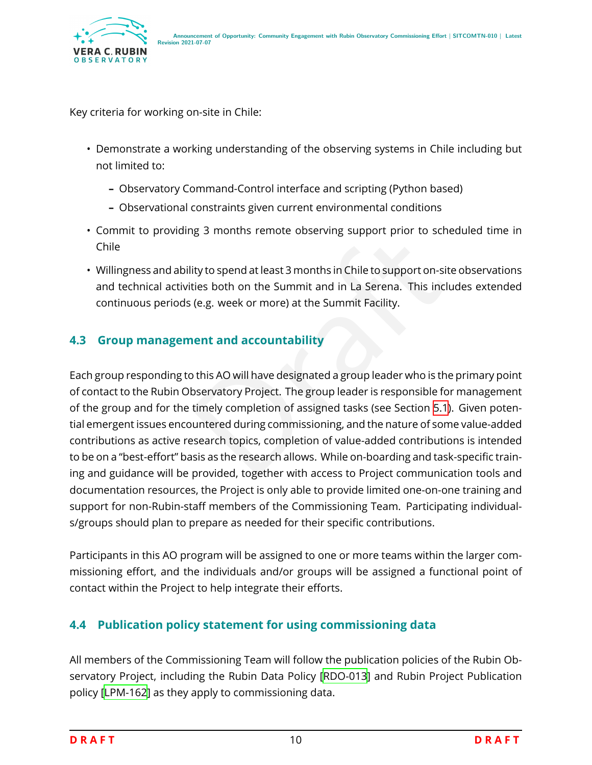Key criteria for working on-site in Chile:

- Demonstrate a working understanding of the observing systems in Chile including but not limited to:
  - Observatory Command-Control interface and scripting (Python based)
  - Observational constraints given current environmental conditions
- Commit to providing 3 months remote observing support prior to scheduled time in Chile
- Willingness and ability to spend at least 3 months in Chile to support on-site observations and technical activities both on the Summit and in La Serena. This includes extended continuous periods (e.g. week or more) at the Summit Facility.

### 4.3 Group management and accountability

Each group responding to this AO will have designated a group leader who is the primary point of contact to the Rubin Observatory Project. The group leader is responsible for management of the group and for the timely completion of assigned tasks (see Section 5.1). Given potential emergent issues encountered during commissioning, and the nature of some value-added contributions as active research topics, completion of value-added contributions is intended to be on a "best-effort" basis as the research allows. While on-boarding and task-specific training and guidance will be provided, together with access to Project communication tools and documentation resources, the Project is only able to provide limited one-on-one training and support for non-Rubin-staff members of the Commissioning Team. Participating individuals/groups should plan to prepare as needed for their specific contributions.

Participants in this AO program will be assigned to one or more teams within the larger commissioning effort, and the individuals and/or groups will be assigned a functional point of contact within the Project to help integrate their efforts.

### 4.4 Publication policy statement for using commissioning data

All members of the Commissioning Team will follow the publication policies of the Rubin Observatory Project, including the Rubin Data Policy [RDO-013] and Rubin Project Publication policy [LPM-162] as they apply to commissioning data.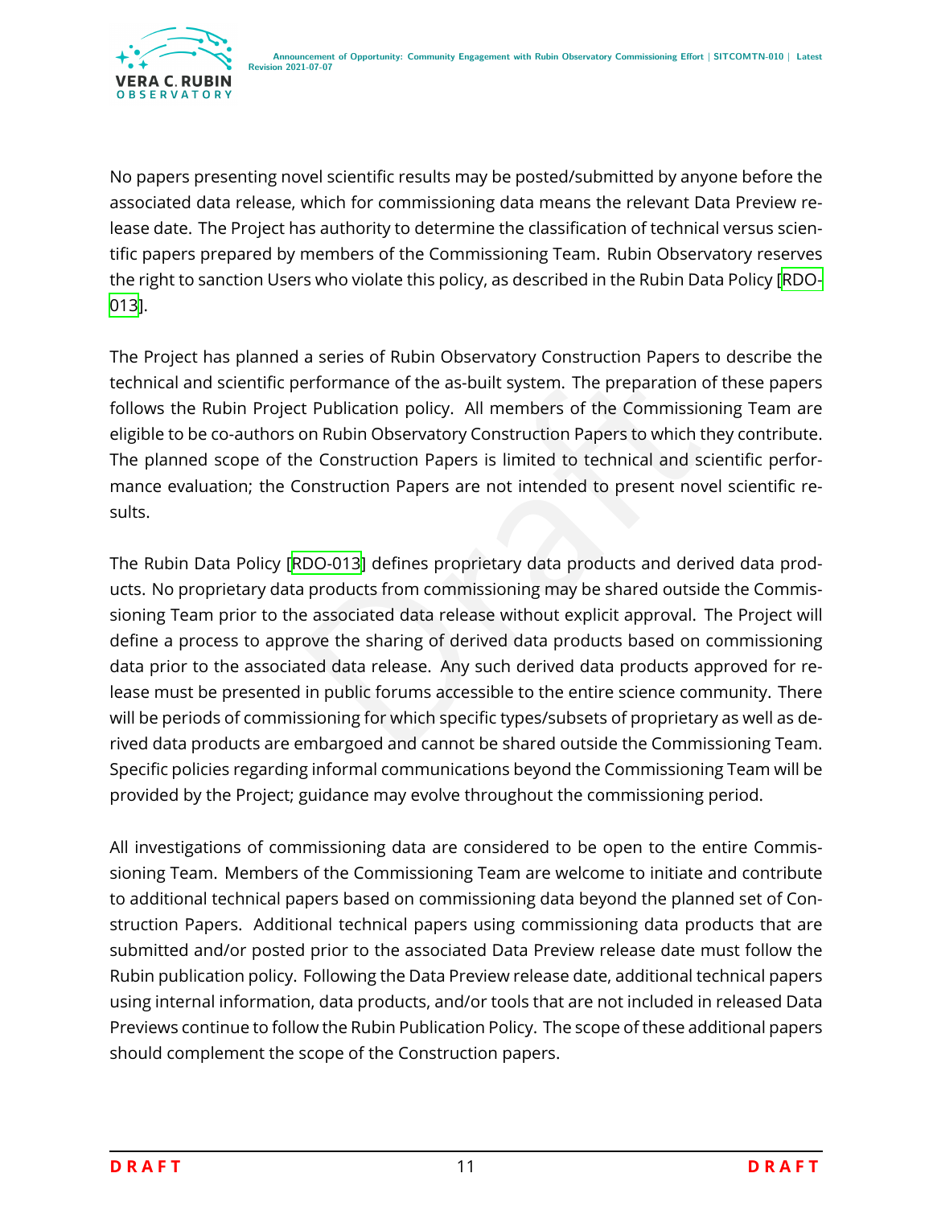No papers presenting novel scientific results may be posted/submitted by anyone before the associated data release, which for commissioning data means the relevant Data Preview release date. The Project has authority to determine the classification of technical versus scientific papers prepared by members of the Commissioning Team. Rubin Observatory reserves the right to sanction Users who violate this policy, as described in the Rubin Data Policy [RDO-013].

The Project has planned a series of Rubin Observatory Construction Papers to describe the technical and scientific performance of the as-built system. The preparation of these papers follows the Rubin Project Publication policy. All members of the Commissioning Team are eligible to be co-authors on Rubin Observatory Construction Papers to which they contribute. The planned scope of the Construction Papers is limited to technical and scientific performance evaluation; the Construction Papers are not intended to present novel scientific results.

The Rubin Data Policy [RDO-013] defines proprietary data products and derived data products. No proprietary data products from commissioning may be shared outside the Commissioning Team prior to the associated data release without explicit approval. The Project will define a process to approve the sharing of derived data products based on commissioning data prior to the associated data release. Any such derived data products approved for release must be presented in public forums accessible to the entire science community. There will be periods of commissioning for which specific types/subsets of proprietary as well as derived data products are embargoed and cannot be shared outside the Commissioning Team. Specific policies regarding informal communications beyond the Commissioning Team will be provided by the Project; guidance may evolve throughout the commissioning period.

All investigations of commissioning data are considered to be open to the entire Commissioning Team. Members of the Commissioning Team are welcome to initiate and contribute to additional technical papers based on commissioning data beyond the planned set of Construction Papers. Additional technical papers using commissioning data products that are submitted and/or posted prior to the associated Data Preview release date must follow the Rubin publication policy. Following the Data Preview release date, additional technical papers using internal information, data products, and/or tools that are not included in released Data Previews continue to follow the Rubin Publication Policy. The scope of these additional papers should complement the scope of the Construction papers.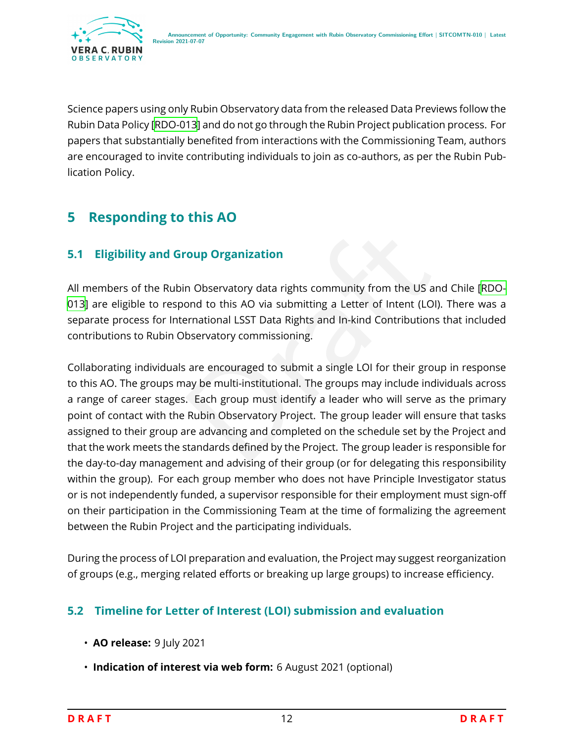Science papers using only Rubin Observatory data from the released Data Previews follow the Rubin Data Policy [RDO-013] and do not go through the Rubin Project publication process. For papers that substantially benefited from interactions with the Commissioning Team, authors are encouraged to invite contributing individuals to join as co-authors, as per the Rubin Publication Policy.

# 5 Responding to this AO

## 5.1 Eligibility and Group Organization

All members of the Rubin Observatory data rights community from the US and Chile [RDO-013] are eligible to respond to this AO via submitting a Letter of Intent (LOI). There was a separate process for International LSST Data Rights and In-kind Contributions that included contributions to Rubin Observatory commissioning.

Collaborating individuals are encouraged to submit a single LOI for their group in response to this AO. The groups may be multi-institutional. The groups may include individuals across a range of career stages. Each group must identify a leader who will serve as the primary point of contact with the Rubin Observatory Project. The group leader will ensure that tasks assigned to their group are advancing and completed on the schedule set by the Project and that the work meets the standards defined by the Project. The group leader is responsible for the day-to-day management and advising of their group (or for delegating this responsibility within the group). For each group member who does not have Principle Investigator status or is not independently funded, a supervisor responsible for their employment must sign-off on their participation in the Commissioning Team at the time of formalizing the agreement between the Rubin Project and the participating individuals.

During the process of LOI preparation and evaluation, the Project may suggest reorganization of groups (e.g., merging related efforts or breaking up large groups) to increase efficiency.

## 5.2 Timeline for Letter of Interest (LOI) submission and evaluation

- **AO release:** 9 July 2021
- **Indication of interest via web form:** 6 August 2021 (optional)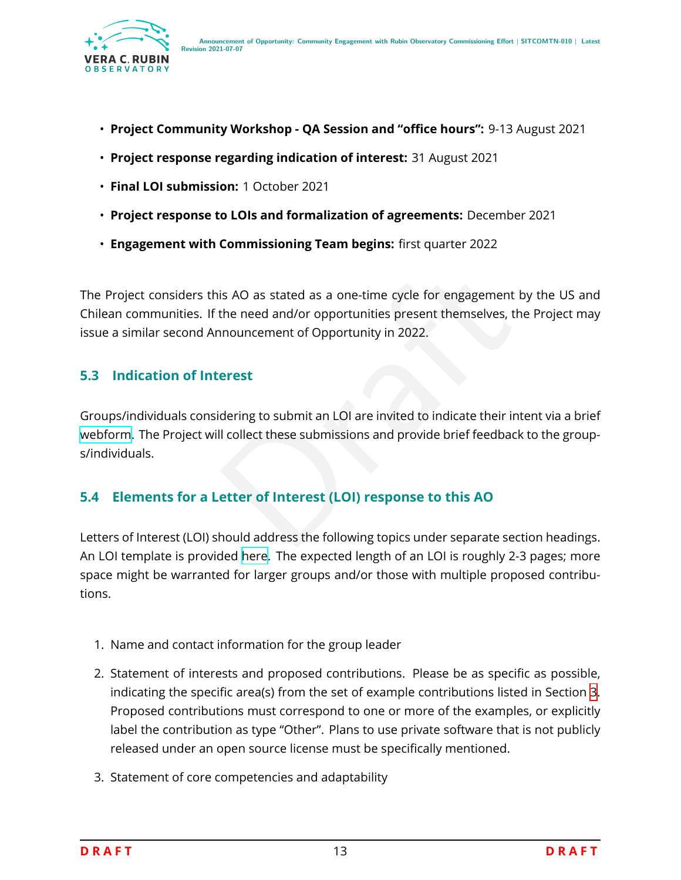- **Project Community Workshop - QA Session and "office hours":** 9-13 August 2021
- **Project response regarding indication of interest:** 31 August 2021
- **Final LOI submission:** 1 October 2021
- **Project response to LOIs and formalization of agreements:** December 2021
- **Engagement with Commissioning Team begins:** first quarter 2022

The Project considers this AO as stated as a one-time cycle for engagement by the US and Chilean communities. If the need and/or opportunities present themselves, the Project may issue a similar second Announcement of Opportunity in 2022.

### 5.3 Indication of Interest

Groups/individuals considering to submit an LOI are invited to indicate their intent via a brief webform. The Project will collect these submissions and provide brief feedback to the groups/individuals.

### 5.4 Elements for a Letter of Interest (LOI) response to this AO

Letters of Interest (LOI) should address the following topics under separate section headings. An LOI template is provided here. The expected length of an LOI is roughly 2-3 pages; more space might be warranted for larger groups and/or those with multiple proposed contributions.

1. Name and contact information for the group leader
2. Statement of interests and proposed contributions. Please be as specific as possible, indicating the specific area(s) from the set of example contributions listed in Section 3. Proposed contributions must correspond to one or more of the examples, or explicitly label the contribution as type "Other". Plans to use private software that is not publicly released under an open source license must be specifically mentioned.
3. Statement of core competencies and adaptability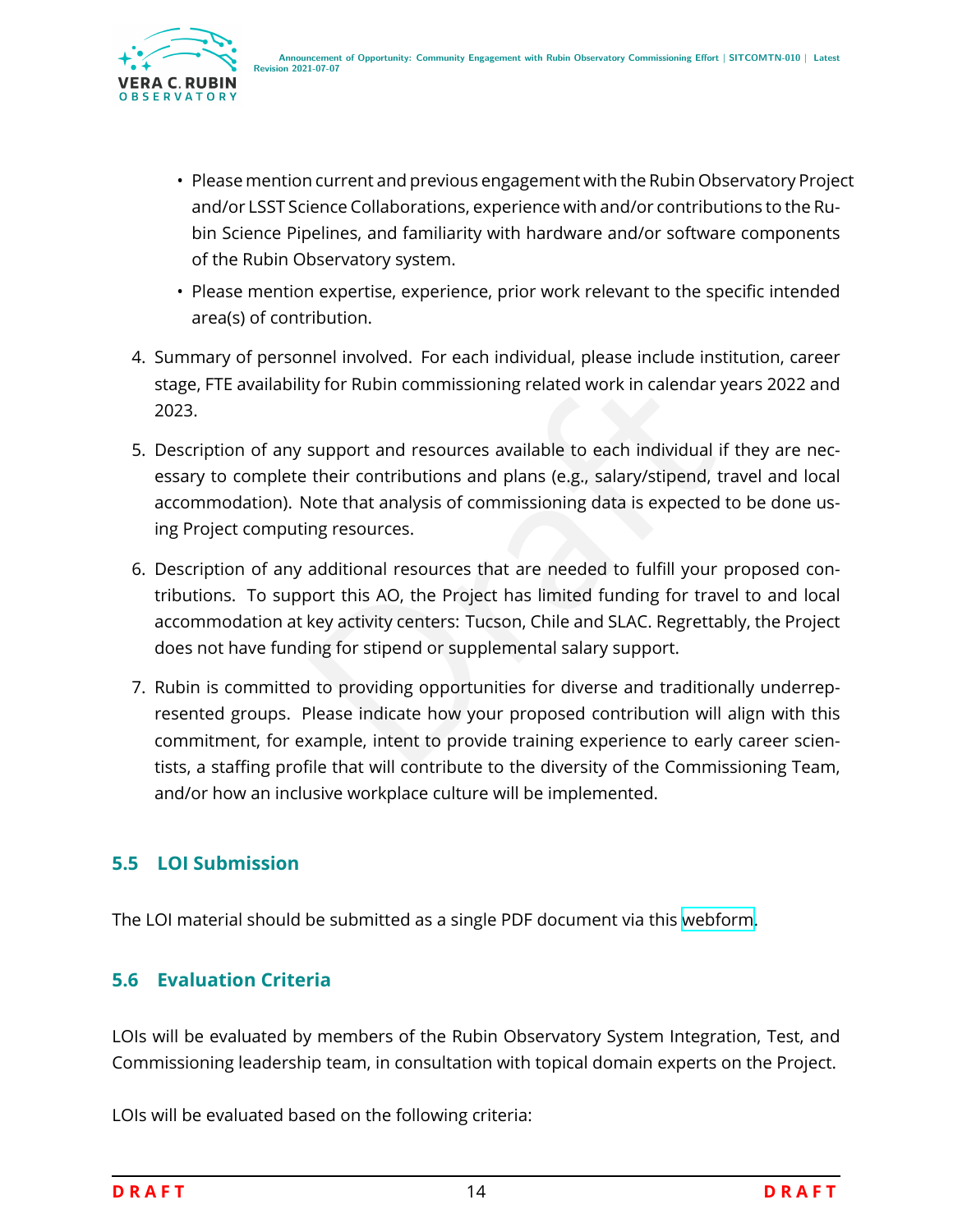- Please mention current and previous engagement with the Rubin Observatory Project and/or LSST Science Collaborations, experience with and/or contributions to the Rubin Science Pipelines, and familiarity with hardware and/or software components of the Rubin Observatory system.
- Please mention expertise, experience, prior work relevant to the specific intended area(s) of contribution.

4. Summary of personnel involved. For each individual, please include institution, career stage, FTE availability for Rubin commissioning related work in calendar years 2022 and 2023.
5. Description of any support and resources available to each individual if they are necessary to complete their contributions and plans (e.g., salary/stipend, travel and local accommodation). Note that analysis of commissioning data is expected to be done using Project computing resources.
6. Description of any additional resources that are needed to fulfill your proposed contributions. To support this AO, the Project has limited funding for travel to and local accommodation at key activity centers: Tucson, Chile and SLAC. Regrettably, the Project does not have funding for stipend or supplemental salary support.
7. Rubin is committed to providing opportunities for diverse and traditionally underrepresented groups. Please indicate how your proposed contribution will align with this commitment, for example, intent to provide training experience to early career scientists, a staffing profile that will contribute to the diversity of the Commissioning Team, and/or how an inclusive workplace culture will be implemented.

## 5.5 LOI Submission

The LOI material should be submitted as a single PDF document via this webform.

## 5.6 Evaluation Criteria

LOIs will be evaluated by members of the Rubin Observatory System Integration, Test, and Commissioning leadership team, in consultation with topical domain experts on the Project.

LOIs will be evaluated based on the following criteria: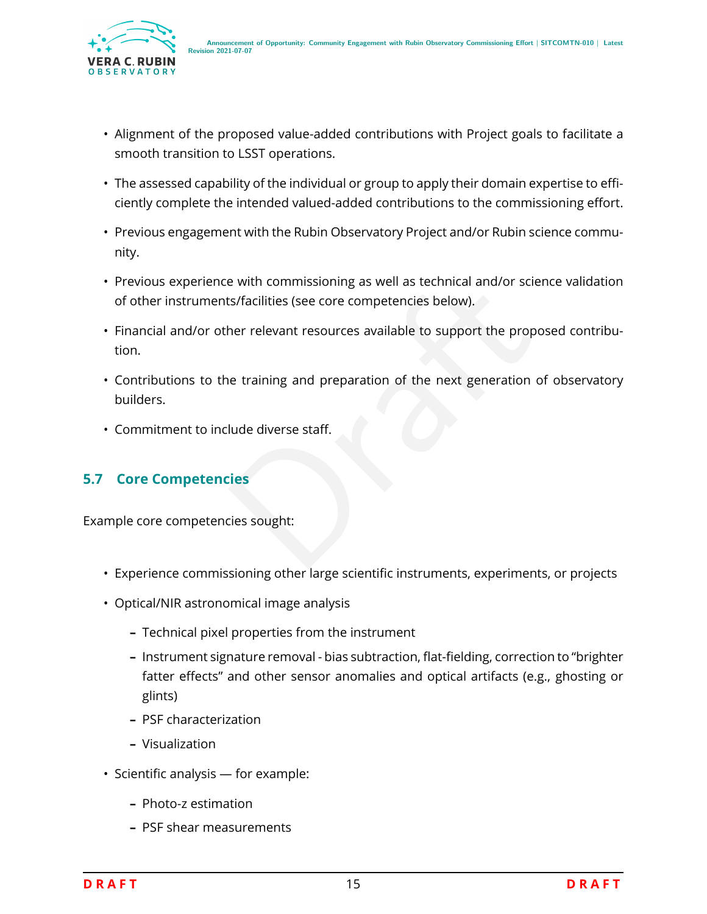- Alignment of the proposed value-added contributions with Project goals to facilitate a smooth transition to LSST operations.
- The assessed capability of the individual or group to apply their domain expertise to efficiently complete the intended valued-added contributions to the commissioning effort.
- Previous engagement with the Rubin Observatory Project and/or Rubin science community.
- Previous experience with commissioning as well as technical and/or science validation of other instruments/facilities (see core competencies below).
- Financial and/or other relevant resources available to support the proposed contribution.
- Contributions to the training and preparation of the next generation of observatory builders.
- Commitment to include diverse staff.

### 5.7 Core Competencies

Example core competencies sought:

- Experience commissioning other large scientific instruments, experiments, or projects
- Optical/NIR astronomical image analysis
  - Technical pixel properties from the instrument
  - Instrument signature removal - bias subtraction, flat-fielding, correction to "brighter fatter effects" and other sensor anomalies and optical artifacts (e.g., ghosting or glints)
  - PSF characterization
  - Visualization
- Scientific analysis — for example:
  - Photo-z estimation
  - PSF shear measurements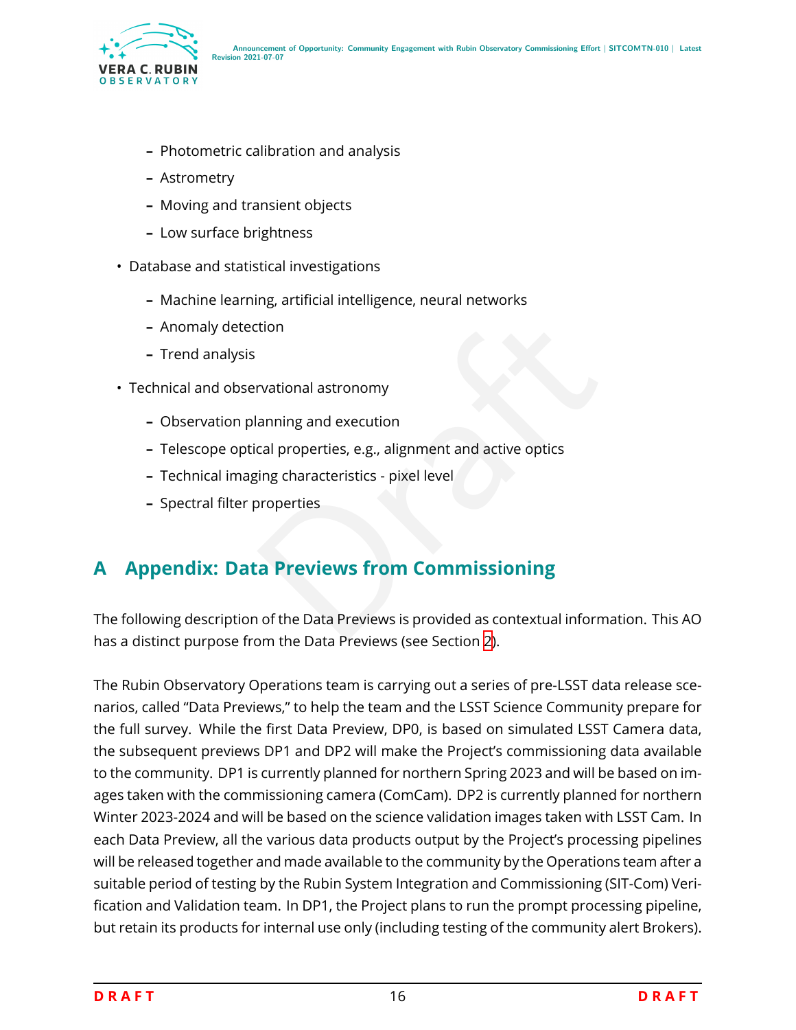- Photometric calibration and analysis
  - Astrometry
  - Moving and transient objects
  - Low surface brightness
- Database and statistical investigations
  - Machine learning, artificial intelligence, neural networks
  - Anomaly detection
  - Trend analysis
- Technical and observational astronomy
  - Observation planning and execution
  - Telescope optical properties, e.g., alignment and active optics
  - Technical imaging characteristics - pixel level
  - Spectral filter properties

# A Appendix: Data Previews from Commissioning

The following description of the Data Previews is provided as contextual information. This AO has a distinct purpose from the Data Previews (see Section 2).

The Rubin Observatory Operations team is carrying out a series of pre-LSST data release scenarios, called "Data Previews," to help the team and the LSST Science Community prepare for the full survey. While the first Data Preview, DP0, is based on simulated LSST Camera data, the subsequent previews DP1 and DP2 will make the Project's commissioning data available to the community. DP1 is currently planned for northern Spring 2023 and will be based on images taken with the commissioning camera (ComCam). DP2 is currently planned for northern Winter 2023-2024 and will be based on the science validation images taken with LSST Cam. In each Data Preview, all the various data products output by the Project's processing pipelines will be released together and made available to the community by the Operations team after a suitable period of testing by the Rubin System Integration and Commissioning (SIT-Com) Verification and Validation team. In DP1, the Project plans to run the prompt processing pipeline, but retain its products for internal use only (including testing of the community alert Brokers).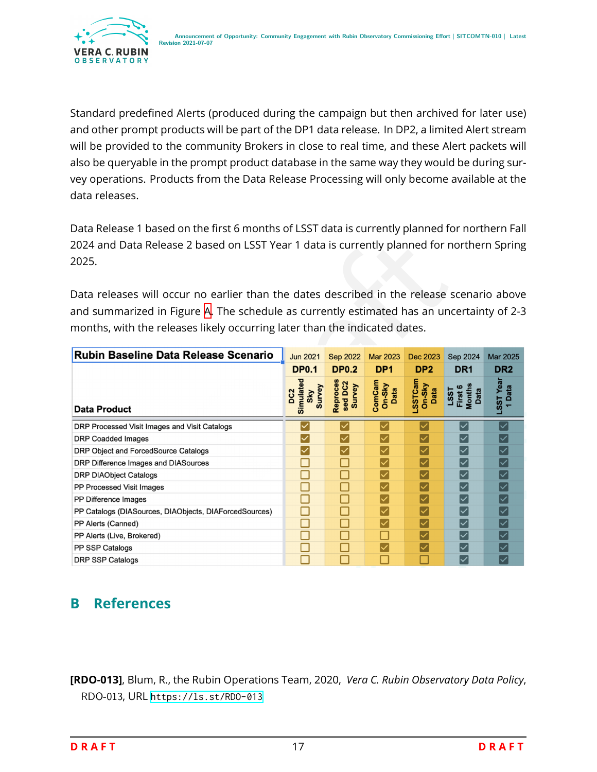Standard predefined Alerts (produced during the campaign but then archived for later use) and other prompt products will be part of the DP1 data release. In DP2, a limited Alert stream will be provided to the community Brokers in close to real time, and these Alert packets will also be queryable in the prompt product database in the same way they would be during survey operations. Products from the Data Release Processing will only become available at the data releases.

Data Release 1 based on the first 6 months of LSST data is currently planned for northern Fall 2024 and Data Release 2 based on LSST Year 1 data is currently planned for northern Spring 2025.

Data releases will occur no earlier than the dates described in the release scenario above and summarized in Figure A. The schedule as currently estimated has an uncertainty of 2-3 months, with the releases likely occurring later than the indicated dates.

| Rubin Baseline Data Release Scenario | Jun 2021 | Sep 2022 | Mar 2023 | Dec 2023 | Sep 2024 | Mar 2025 |
|---|---|---|---|---|---|---|
| | DP0.1 | DP0.2 | DP1 | DP2 | DR1 | DR2 |
| Data Product | DC2 Simulated Sky Survey | Reprocessed DC2 Survey | ComCam On-Sky Data | LSSTCam On-Sky Data | LSST First 6 Months Data | LSST Year 1 Data |
| DRP Processed Visit Images and Visit Catalogs | ☑ | ☑ | ☑ | ☑ | ☑ | ☑ |
| DRP Coadded Images | ☑ | ☑ | ☑ | ☑ | ☑ | ☑ |
| DRP Object and ForcedSource Catalogs | ☑ | ☑ | ☑ | ☑ | ☑ | ☑ |
| DRP Difference Images and DIASources | ☐ | ☐ | ☑ | ☑ | ☑ | ☑ |
| DRP DIAObject Catalogs | ☐ | ☐ | ☑ | ☑ | ☑ | ☑ |
| PP Processed Visit Images | ☐ | ☐ | ☑ | ☑ | ☑ | ☑ |
| PP Difference Images | ☐ | ☐ | ☑ | ☑ | ☑ | ☑ |
| PP Catalogs (DIASources, DIAObjects, DIAForcedSources) | ☐ | ☐ | ☑ | ☑ | ☑ | ☑ |
| PP Alerts (Canned) | ☐ | ☐ | ☑ | ☑ | ☑ | ☑ |
| PP Alerts (Live, Brokered) | ☐ | ☐ | ☐ | ☑ | ☑ | ☑ |
| PP SSP Catalogs | ☐ | ☐ | ☑ | ☑ | ☑ | ☑ |
| DRP SSP Catalogs | ☐ | ☐ | ☐ | ☐ | ☑ | ☑ |

## B References

**[RDO-013]**, Blum, R., the Rubin Operations Team, 2020, *Vera C. Rubin Observatory Data Policy*, RDO-013, URL https://ls.st/RDO-013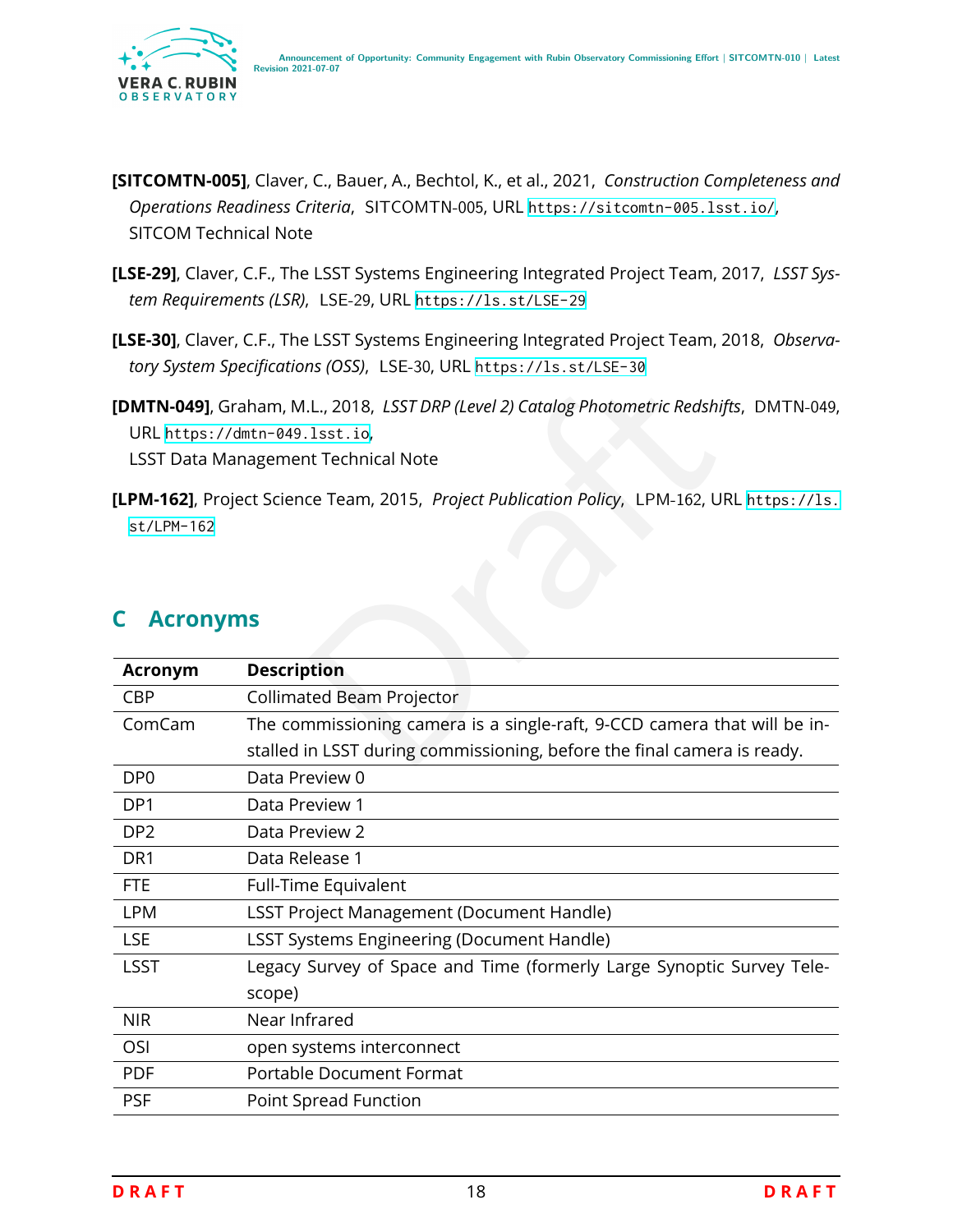**[SITCOMTN-005]**, Claver, C., Bauer, A., Bechtol, K., et al., 2021, *Construction Completeness and Operations Readiness Criteria*, SITCOMTN-005, URL https://sitcomtn-005.lsst.io/, SITCOM Technical Note

**[LSE-29]**, Claver, C.F., The LSST Systems Engineering Integrated Project Team, 2017, *LSST System Requirements (LSR)*, LSE-29, URL https://ls.st/LSE-29

**[LSE-30]**, Claver, C.F., The LSST Systems Engineering Integrated Project Team, 2018, *Observatory System Specifications (OSS)*, LSE-30, URL https://ls.st/LSE-30

**[DMTN-049]**, Graham, M.L., 2018, *LSST DRP (Level 2) Catalog Photometric Redshifts*, DMTN-049, URL https://dmtn-049.lsst.io, LSST Data Management Technical Note

**[LPM-162]**, Project Science Team, 2015, *Project Publication Policy*, LPM-162, URL https://ls.st/LPM-162

## C Acronyms

| Acronym | Description |
|---|---|
| CBP | Collimated Beam Projector |
| ComCam | The commissioning camera is a single-raft, 9-CCD camera that will be installed in LSST during commissioning, before the final camera is ready. |
| DP0 | Data Preview 0 |
| DP1 | Data Preview 1 |
| DP2 | Data Preview 2 |
| DR1 | Data Release 1 |
| FTE | Full-Time Equivalent |
| LPM | LSST Project Management (Document Handle) |
| LSE | LSST Systems Engineering (Document Handle) |
| LSST | Legacy Survey of Space and Time (formerly Large Synoptic Survey Telescope) |
| NIR | Near Infrared |
| OSI | open systems interconnect |
| PDF | Portable Document Format |
| PSF | Point Spread Function |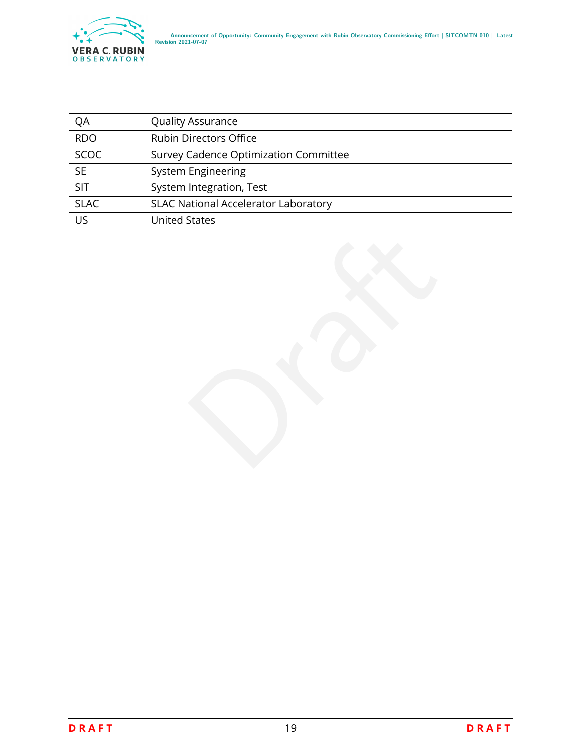| | |
|---|---|
| QA | Quality Assurance |
| RDO | Rubin Directors Office |
| SCOC | Survey Cadence Optimization Committee |
| SE | System Engineering |
| SIT | System Integration, Test |
| SLAC | SLAC National Accelerator Laboratory |
| US | United States |